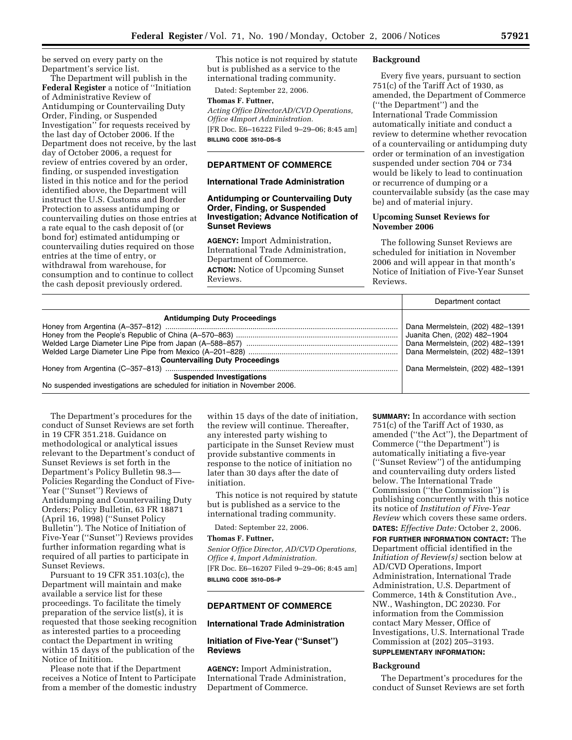be served on every party on the Department's service list.

The Department will publish in the **Federal Register** a notice of ''Initiation of Administrative Review of Antidumping or Countervailing Duty Order, Finding, or Suspended Investigation'' for requests received by the last day of October 2006. If the Department does not receive, by the last day of October 2006, a request for review of entries covered by an order, finding, or suspended investigation listed in this notice and for the period identified above, the Department will instruct the U.S. Customs and Border Protection to assess antidumping or countervailing duties on those entries at a rate equal to the cash deposit of (or bond for) estimated antidumping or countervailing duties required on those entries at the time of entry, or withdrawal from warehouse, for consumption and to continue to collect the cash deposit previously ordered.

This notice is not required by statute but is published as a service to the international trading community.

Dated: September 22, 2006.

**Thomas F. Futtner,**

*Acting Office DirectorAD/CVD Operations, Office 4Import Administration.*

[FR Doc. E6–16222 Filed 9–29–06; 8:45 am]

**BILLING CODE 3510–DS–S**

## DEPARTMENT OF COMMERCE

### International Trade Administration

### Antidumping or Countervailing Duty Order, Finding, or Suspended Investigation; Advance Notification of Sunset Reviews

**AGENCY:** Import Administration, International Trade Administration, Department of Commerce.

**ACTION:** Notice of Upcoming Sunset Reviews.

**Background**

Every five years, pursuant to section 751(c) of the Tariff Act of 1930, as amended, the Department of Commerce (''the Department'') and the International Trade Commission automatically initiate and conduct a review to determine whether revocation of a countervailing or antidumping duty order or termination of an investigation suspended under section 704 or 734 would be likely to lead to continuation or recurrence of dumping or a countervailable subsidy (as the case may be) and of material injury.

**Upcoming Sunset Reviews for November 2006**

The following Sunset Reviews are scheduled for initiation in November 2006 and will appear in that month's Notice of Initiation of Five-Year Sunset Reviews.

| | Department contact |
|---|---|
| **Antidumping Duty Proceedings** | |
| Honey from Argentina (A–357–812) | Dana Mermelstein, (202) 482–1391 |
| Honey from the People's Republic of China (A–570–863) | Juanita Chen, (202) 482–1904 |
| Welded Large Diameter Line Pipe from Japan (A–588–857) | Dana Mermelstein, (202) 482–1391 |
| Welded Large Diameter Line Pipe from Mexico (A–201–828) | Dana Mermelstein, (202) 482–1391 |
| **Countervailing Duty Proceedings** | |
| Honey from Argentina (C–357–813) | Dana Mermelstein, (202) 482–1391 |
| **Suspended Investigations** | |
| No suspended investigations are scheduled for initiation in November 2006. | |

The Department's procedures for the conduct of Sunset Reviews are set forth in 19 CFR 351.218. Guidance on methodological or analytical issues relevant to the Department's conduct of Sunset Reviews is set forth in the Department's Policy Bulletin 98.3—Policies Regarding the Conduct of Five-Year (''Sunset'') Reviews of Antidumping and Countervailing Duty Orders; Policy Bulletin, 63 FR 18871 (April 16, 1998) (''Sunset Policy Bulletin''). The Notice of Initiation of Five-Year (''Sunset'') Reviews provides further information regarding what is required of all parties to participate in Sunset Reviews.

Pursuant to 19 CFR 351.103(c), the Department will maintain and make available a service list for these proceedings. To facilitate the timely preparation of the service list(s), it is requested that those seeking recognition as interested parties to a proceeding contact the Department in writing within 15 days of the publication of the Notice of Initition.

Please note that if the Department receives a Notice of Intent to Participate from a member of the domestic industry within 15 days of the date of initiation, the review will continue. Thereafter, any interested party wishing to participate in the Sunset Review must provide substantive comments in response to the notice of initiation no later than 30 days after the date of initiation.

This notice is not required by statute but is published as a service to the international trading community.

Dated: September 22, 2006.

**Thomas F. Futtner,**

*Senior Office Director, AD/CVD Operations, Office 4, Import Administration.*

[FR Doc. E6–16207 Filed 9–29–06; 8:45 am]

**BILLING CODE 3510–DS–P**

## DEPARTMENT OF COMMERCE

### International Trade Administration

### Initiation of Five-Year (''Sunset'') Reviews

**AGENCY:** Import Administration, International Trade Administration, Department of Commerce.

**SUMMARY:** In accordance with section 751(c) of the Tariff Act of 1930, as amended (''the Act''), the Department of Commerce (''the Department'') is automatically initiating a five-year (''Sunset Review'') of the antidumping and countervailing duty orders listed below. The International Trade Commission (''the Commission'') is publishing concurrently with this notice its notice of *Institution of Five-Year Review* which covers these same orders.

**DATES:** *Effective Date:* October 2, 2006.

**FOR FURTHER INFORMATION CONTACT:** The Department official identified in the *Initiation of Review(s)* section below at AD/CVD Operations, Import Administration, International Trade Administration, U.S. Department of Commerce, 14th & Constitution Ave., NW., Washington, DC 20230. For information from the Commission contact Mary Messer, Office of Investigations, U.S. International Trade Commission at (202) 205–3193.

**SUPPLEMENTARY INFORMATION:**

**Background**

The Department's procedures for the conduct of Sunset Reviews are set forth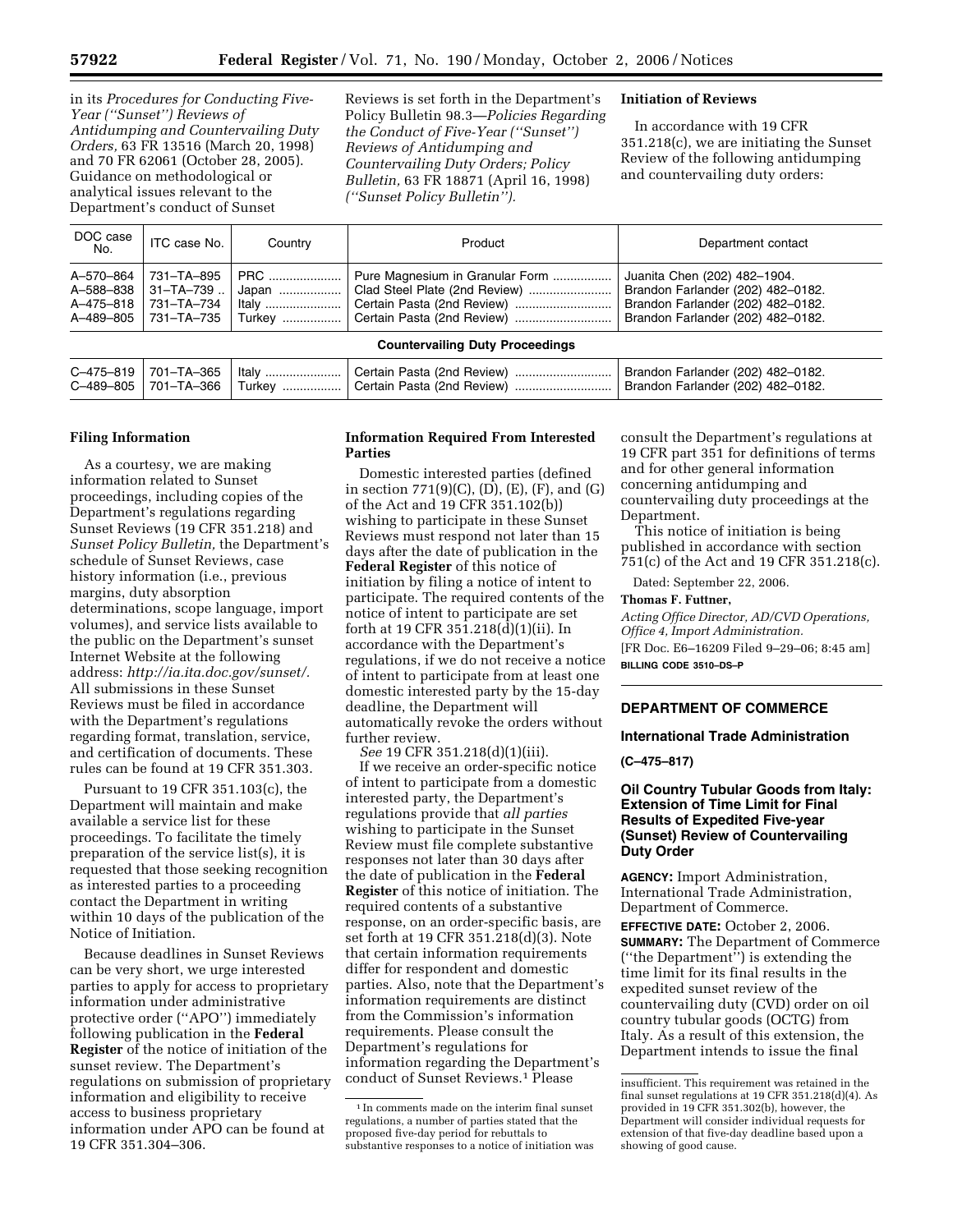in its *Procedures for Conducting Five-Year (''Sunset'') Reviews of Antidumping and Countervailing Duty Orders,* 63 FR 13516 (March 20, 1998) and 70 FR 62061 (October 28, 2005). Guidance on methodological or analytical issues relevant to the Department's conduct of Sunset Reviews is set forth in the Department's Policy Bulletin 98.3—*Policies Regarding the Conduct of Five-Year (''Sunset'') Reviews of Antidumping and Countervailing Duty Orders; Policy Bulletin,* 63 FR 18871 (April 16, 1998) (*''Sunset Policy Bulletin''*).

**Initiation of Reviews**

In accordance with 19 CFR 351.218(c), we are initiating the Sunset Review of the following antidumping and countervailing duty orders:

| DOC case No. | ITC case No. | Country | Product | Department contact |
|---|---|---|---|---|
| A–570–864 | 731–TA–895 | PRC | Pure Magnesium in Granular Form | Juanita Chen (202) 482–1904. |
| A–588–838 | 31–TA–739 | Japan | Clad Steel Plate (2nd Review) | Brandon Farlander (202) 482–0182. |
| A–475–818 | 731–TA–734 | Italy | Certain Pasta (2nd Review) | Brandon Farlander (202) 482–0182. |
| A–489–805 | 731–TA–735 | Turkey | Certain Pasta (2nd Review) | Brandon Farlander (202) 482–0182. |
| **Countervailing Duty Proceedings** | | | | |
| C–475–819 | 701–TA–365 | Italy | Certain Pasta (2nd Review) | Brandon Farlander (202) 482–0182. |
| C–489–805 | 701–TA–366 | Turkey | Certain Pasta (2nd Review) | Brandon Farlander (202) 482–0182. |

**Filing Information**

As a courtesy, we are making information related to Sunset proceedings, including copies of the Department's regulations regarding Sunset Reviews (19 CFR 351.218) and *Sunset Policy Bulletin,* the Department's schedule of Sunset Reviews, case history information (i.e., previous margins, duty absorption determinations, scope language, import volumes), and service lists available to the public on the Department's sunset Internet Website at the following address: *http://ia.ita.doc.gov/sunset/.* All submissions in these Sunset Reviews must be filed in accordance with the Department's regulations regarding format, translation, service, and certification of documents. These rules can be found at 19 CFR 351.303.

Pursuant to 19 CFR 351.103(c), the Department will maintain and make available a service list for these proceedings. To facilitate the timely preparation of the service list(s), it is requested that those seeking recognition as interested parties to a proceeding contact the Department in writing within 10 days of the publication of the Notice of Initiation.

Because deadlines in Sunset Reviews can be very short, we urge interested parties to apply for access to proprietary information under administrative protective order (''APO'') immediately following publication in the **Federal Register** of the notice of initiation of the sunset review. The Department's regulations on submission of proprietary information and eligibility to receive access to business proprietary information under APO can be found at 19 CFR 351.304–306.

**Information Required From Interested Parties**

Domestic interested parties (defined in section 771(9)(C), (D), (E), (F), and (G) of the Act and 19 CFR 351.102(b)) wishing to participate in these Sunset Reviews must respond not later than 15 days after the date of publication in the **Federal Register** of this notice of initiation by filing a notice of intent to participate. The required contents of the notice of intent to participate are set forth at 19 CFR 351.218(d)(1)(ii). In accordance with the Department's regulations, if we do not receive a notice of intent to participate from at least one domestic interested party by the 15-day deadline, the Department will automatically revoke the orders without further review.

*See* 19 CFR 351.218(d)(1)(iii).

If we receive an order-specific notice of intent to participate from a domestic interested party, the Department's regulations provide that *all parties* wishing to participate in the Sunset Review must file complete substantive responses not later than 30 days after the date of publication in the **Federal Register** of this notice of initiation. The required contents of a substantive response, on an order-specific basis, are set forth at 19 CFR 351.218(d)(3). Note that certain information requirements differ for respondent and domestic parties. Also, note that the Department's information requirements are distinct from the Commission's information requirements. Please consult the Department's regulations for information regarding the Department's conduct of Sunset Reviews.[1] Please consult the Department's regulations at 19 CFR part 351 for definitions of terms and for other general information concerning antidumping and countervailing duty proceedings at the Department.

This notice of initiation is being published in accordance with section 751(c) of the Act and 19 CFR 351.218(c).

Dated: September 22, 2006.

**Thomas F. Futtner,**

*Acting Office Director, AD/CVD Operations, Office 4, Import Administration.*

[FR Doc. E6–16209 Filed 9–29–06; 8:45 am]

**BILLING CODE 3510–DS–P**

[1] In comments made on the interim final sunset regulations, a number of parties stated that the proposed five-day period for rebuttals to substantive responses to a notice of initiation was insufficient. This requirement was retained in the final sunset regulations at 19 CFR 351.218(d)(4). As provided in 19 CFR 351.302(b), however, the Department will consider individual requests for extension of that five-day deadline based upon a showing of good cause.

---

## DEPARTMENT OF COMMERCE

### International Trade Administration

**(C–475–817)**

### Oil Country Tubular Goods from Italy: Extension of Time Limit for Final Results of Expedited Five-year (Sunset) Review of Countervailing Duty Order

**AGENCY:** Import Administration, International Trade Administration, Department of Commerce.

**EFFECTIVE DATE:** October 2, 2006.

**SUMMARY:** The Department of Commerce (''the Department'') is extending the time limit for its final results in the expedited sunset review of the countervailing duty (CVD) order on oil country tubular goods (OCTG) from Italy. As a result of this extension, the Department intends to issue the final